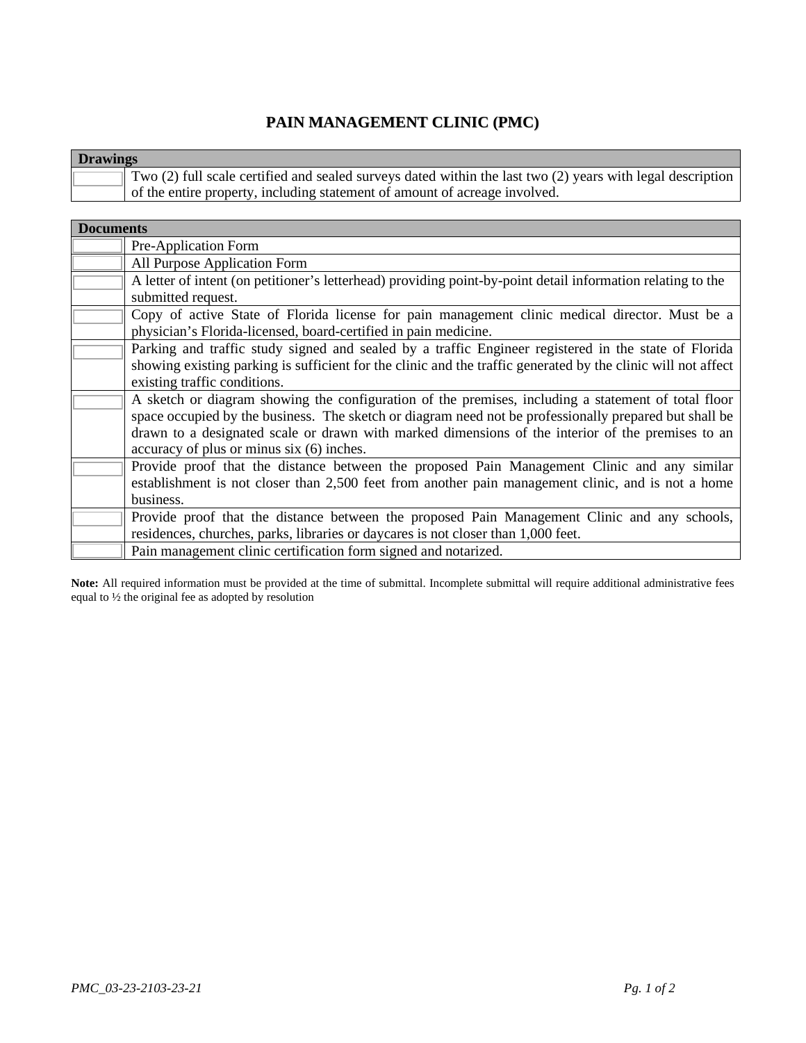# PAIN MANAGEMENT CLINIC (PMC)

| | Drawings |
|---|---|
| ☐ | Two (2) full scale certified and sealed surveys dated within the last two (2) years with legal description of the entire property, including statement of amount of acreage involved. |

| | Documents |
|---|---|
| ☐ | Pre-Application Form |
| ☐ | All Purpose Application Form |
| ☐ | A letter of intent (on petitioner's letterhead) providing point-by-point detail information relating to the submitted request. |
| ☐ | Copy of active State of Florida license for pain management clinic medical director. Must be a physician's Florida-licensed, board-certified in pain medicine. |
| ☐ | Parking and traffic study signed and sealed by a traffic Engineer registered in the state of Florida showing existing parking is sufficient for the clinic and the traffic generated by the clinic will not affect existing traffic conditions. |
| ☐ | A sketch or diagram showing the configuration of the premises, including a statement of total floor space occupied by the business. The sketch or diagram need not be professionally prepared but shall be drawn to a designated scale or drawn with marked dimensions of the interior of the premises to an accuracy of plus or minus six (6) inches. |
| ☐ | Provide proof that the distance between the proposed Pain Management Clinic and any similar establishment is not closer than 2,500 feet from another pain management clinic, and is not a home business. |
| ☐ | Provide proof that the distance between the proposed Pain Management Clinic and any schools, residences, churches, parks, libraries or daycares is not closer than 1,000 feet. |
| ☐ | Pain management clinic certification form signed and notarized. |

**Note:** All required information must be provided at the time of submittal. Incomplete submittal will require additional administrative fees equal to ½ the original fee as adopted by resolution

*PMC_03-23-2103-23-21*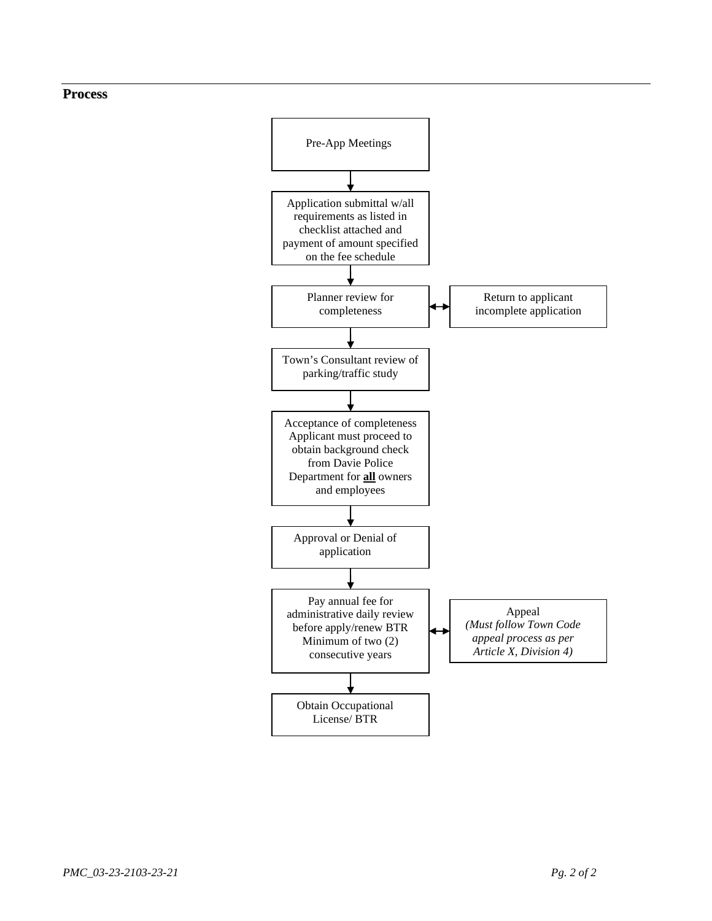## Process

Pre-App Meetings

↓

Application submittal w/all requirements as listed in checklist attached and payment of amount specified on the fee schedule

↓

Planner review for completeness ↔ Return to applicant incomplete application

↓

Town's Consultant review of parking/traffic study

↓

Acceptance of completeness Applicant must proceed to obtain background check from Davie Police Department for **all** owners and employees

↓

Approval or Denial of application

↓

Pay annual fee for administrative daily review before apply/renew BTR Minimum of two (2) consecutive years ↔ Appeal *(Must follow Town Code appeal process as per Article X, Division 4)*

↓

Obtain Occupational License/ BTR

*PMC_03-23-2103-23-21*